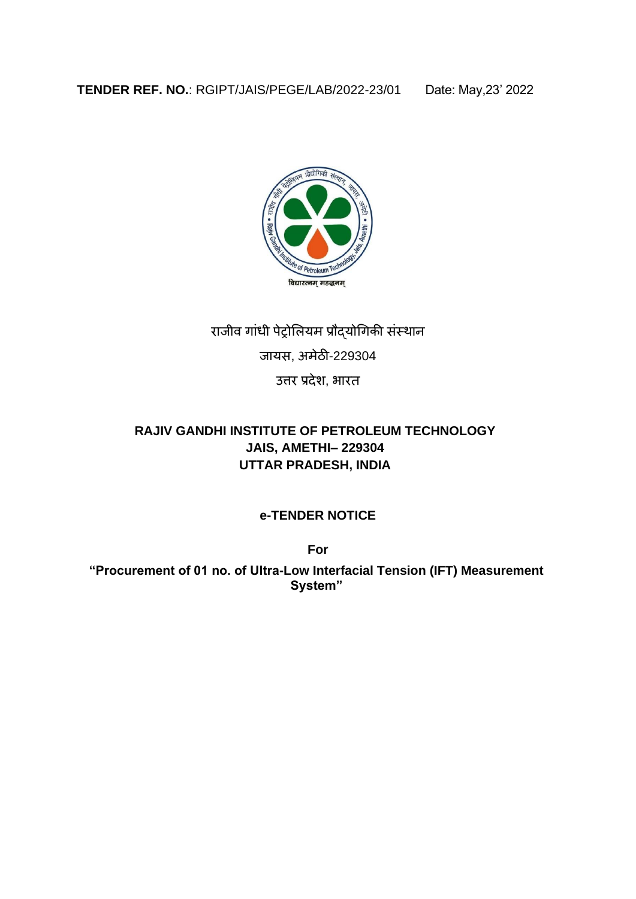**TENDER REF. NO.**: RGIPT/JAIS/PEGE/LAB/2022-23/01 Date: May,23’ 2022

राजीव गांधी पेट्रोलियम प्रौद्योगिकी संस्थान

जायस, अमेठी-229304

उत्तर प्रदेश, भारत

# RAJIV GANDHI INSTITUTE OF PETROLEUM TECHNOLOGY
# JAIS, AMETHI– 229304
# UTTAR PRADESH, INDIA

## e-TENDER NOTICE

**For**

**“Procurement of 01 no. of Ultra-Low Interfacial Tension (IFT) Measurement System”**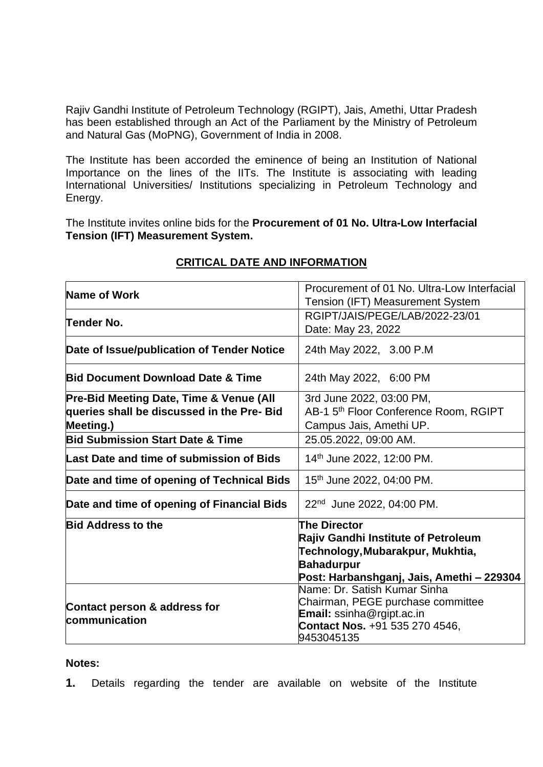Rajiv Gandhi Institute of Petroleum Technology (RGIPT), Jais, Amethi, Uttar Pradesh has been established through an Act of the Parliament by the Ministry of Petroleum and Natural Gas (MoPNG), Government of India in 2008.

The Institute has been accorded the eminence of being an Institution of National Importance on the lines of the IITs. The Institute is associating with leading International Universities/ Institutions specializing in Petroleum Technology and Energy.

The Institute invites online bids for the **Procurement of 01 No. Ultra-Low Interfacial Tension (IFT) Measurement System.**

## CRITICAL DATE AND INFORMATION

| | |
|---|---|
| **Name of Work** | Procurement of 01 No. Ultra-Low Interfacial Tension (IFT) Measurement System |
| **Tender No.** | RGIPT/JAIS/PEGE/LAB/2022-23/01<br>Date: May 23, 2022 |
| **Date of Issue/publication of Tender Notice** | 24th May 2022, 3.00 P.M |
| **Bid Document Download Date & Time** | 24th May 2022, 6:00 PM |
| **Pre-Bid Meeting Date, Time & Venue (All queries shall be discussed in the Pre- Bid Meeting.)** | 3rd June 2022, 03:00 PM,<br>AB-1 5th Floor Conference Room, RGIPT Campus Jais, Amethi UP. |
| **Bid Submission Start Date & Time** | 25.05.2022, 09:00 AM. |
| **Last Date and time of submission of Bids** | 14th June 2022, 12:00 PM. |
| **Date and time of opening of Technical Bids** | 15th June 2022, 04:00 PM. |
| **Date and time of opening of Financial Bids** | 22nd June 2022, 04:00 PM. |
| **Bid Address to the** | **The Director**<br>**Rajiv Gandhi Institute of Petroleum Technology, Mubarakpur, Mukhtia, Bahadurpur**<br>**Post: Harbanshganj, Jais, Amethi – 229304** |
| **Contact person & address for communication** | Name: Dr. Satish Kumar Sinha<br>Chairman, PEGE purchase committee<br>**Email:** ssinha@rgipt.ac.in<br>**Contact Nos.** +91 535 270 4546, 9453045135 |

**Notes:**

**1.** Details regarding the tender are available on website of the Institute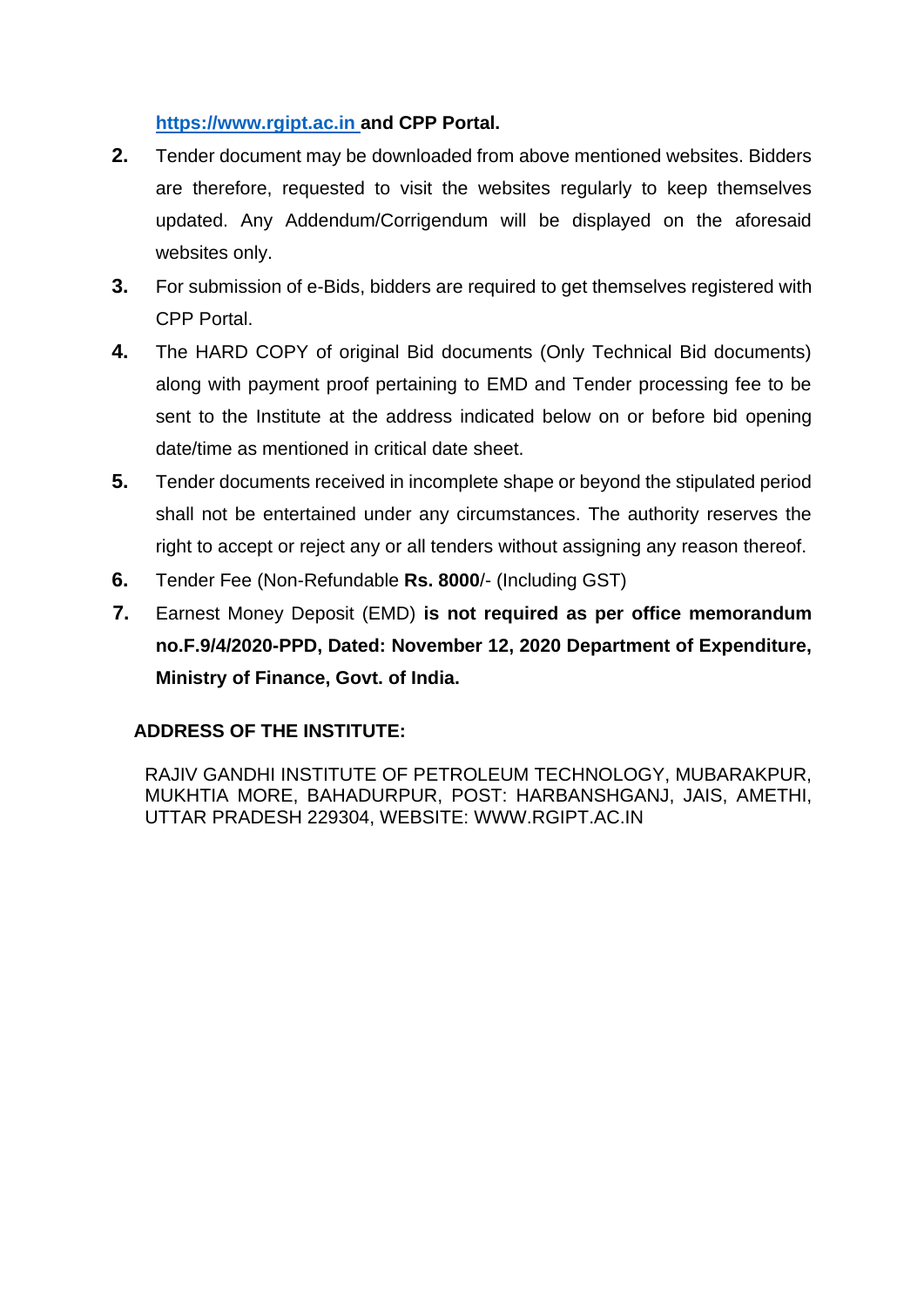[https://www.rgipt.ac.in](https://www.rgipt.ac.in) **and CPP Portal.**

2. Tender document may be downloaded from above mentioned websites. Bidders are therefore, requested to visit the websites regularly to keep themselves updated. Any Addendum/Corrigendum will be displayed on the aforesaid websites only.
3. For submission of e-Bids, bidders are required to get themselves registered with CPP Portal.
4. The HARD COPY of original Bid documents (Only Technical Bid documents) along with payment proof pertaining to EMD and Tender processing fee to be sent to the Institute at the address indicated below on or before bid opening date/time as mentioned in critical date sheet.
5. Tender documents received in incomplete shape or beyond the stipulated period shall not be entertained under any circumstances. The authority reserves the right to accept or reject any or all tenders without assigning any reason thereof.
6. Tender Fee (Non-Refundable **Rs. 8000**/- (Including GST)
7. Earnest Money Deposit (EMD) **is not required as per office memorandum no.F.9/4/2020-PPD, Dated: November 12, 2020 Department of Expenditure, Ministry of Finance, Govt. of India.**

**ADDRESS OF THE INSTITUTE:**

RAJIV GANDHI INSTITUTE OF PETROLEUM TECHNOLOGY, MUBARAKPUR, MUKHTIA MORE, BAHADURPUR, POST: HARBANSHGANJ, JAIS, AMETHI, UTTAR PRADESH 229304, WEBSITE: WWW.RGIPT.AC.IN